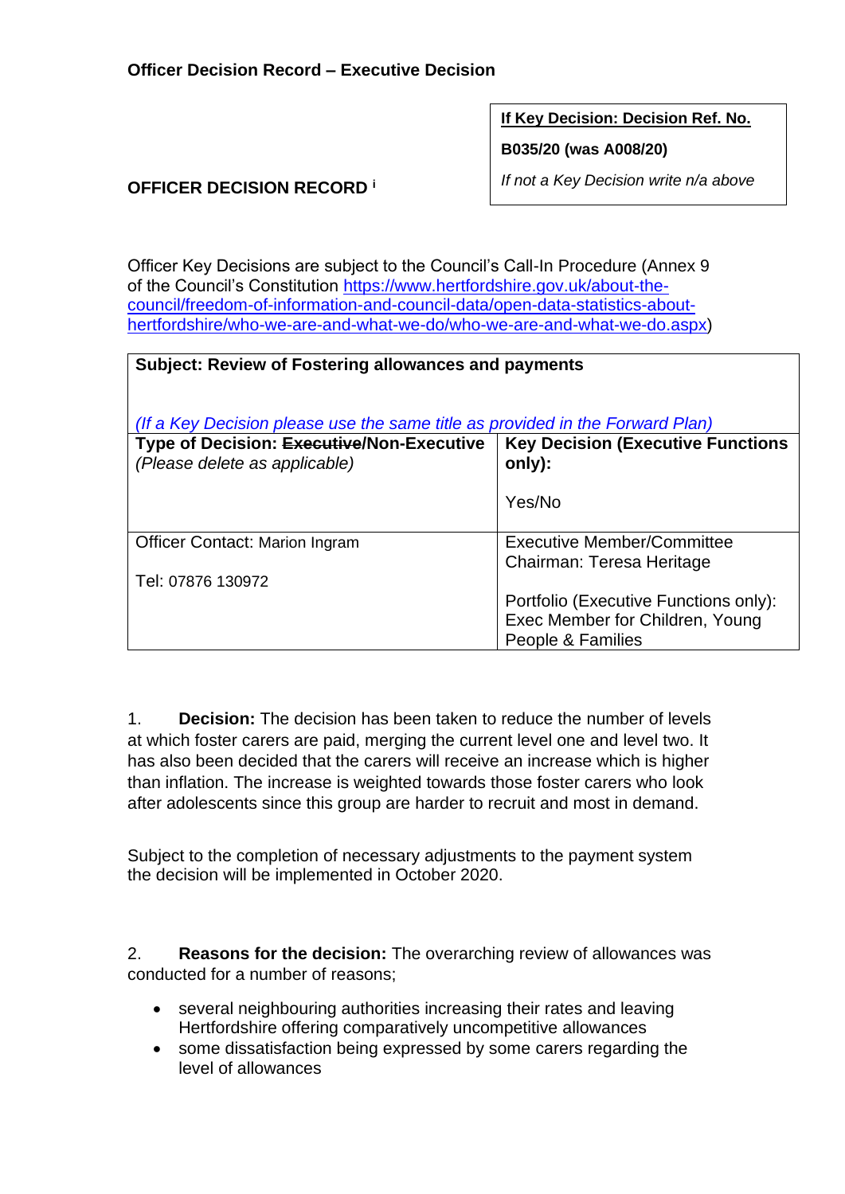**Officer Decision Record – Executive Decision**

| **If Key Decision: Decision Ref. No.** |
|---|
| **B035/20 (was A008/20)** |
| *If not a Key Decision write n/a above* |

**OFFICER DECISION RECORD [i]**

Officer Key Decisions are subject to the Council's Call-In Procedure (Annex 9 of the Council's Constitution [https://www.hertfordshire.gov.uk/about-the-council/freedom-of-information-and-council-data/open-data-statistics-about-hertfordshire/who-we-are-and-what-we-do/who-we-are-and-what-we-do.aspx](https://www.hertfordshire.gov.uk/about-the-council/freedom-of-information-and-council-data/open-data-statistics-about-hertfordshire/who-we-are-and-what-we-do/who-we-are-and-what-we-do.aspx))

| **Subject: Review of Fostering allowances and payments**<br><br>*(If a Key Decision please use the same title as provided in the Forward Plan)* | |
|---|---|
| **Type of Decision: ~~Executive~~/Non-Executive**<br>*(Please delete as applicable)* | **Key Decision (Executive Functions only):**<br><br>Yes/No |
| Officer Contact: Marion Ingram<br><br>Tel: 07876 130972 | Executive Member/Committee Chairman: Teresa Heritage<br><br>Portfolio (Executive Functions only): Exec Member for Children, Young People & Families |

1. **Decision:** The decision has been taken to reduce the number of levels at which foster carers are paid, merging the current level one and level two. It has also been decided that the carers will receive an increase which is higher than inflation. The increase is weighted towards those foster carers who look after adolescents since this group are harder to recruit and most in demand.

Subject to the completion of necessary adjustments to the payment system the decision will be implemented in October 2020.

2. **Reasons for the decision:** The overarching review of allowances was conducted for a number of reasons;

- several neighbouring authorities increasing their rates and leaving Hertfordshire offering comparatively uncompetitive allowances
- some dissatisfaction being expressed by some carers regarding the level of allowances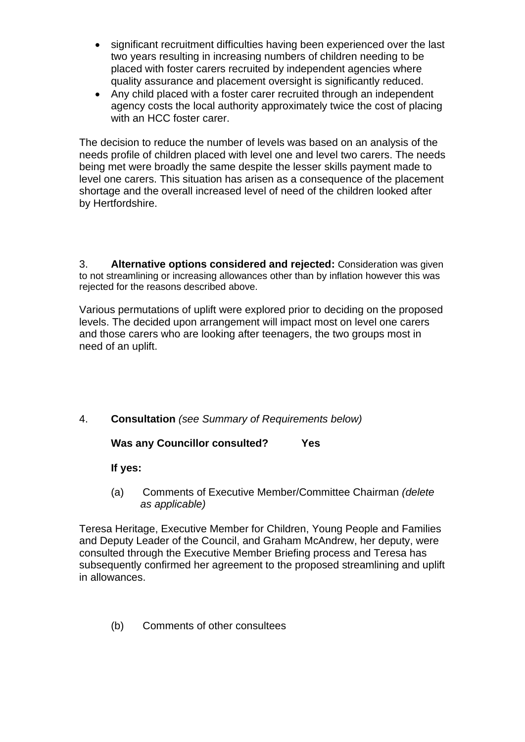- significant recruitment difficulties having been experienced over the last two years resulting in increasing numbers of children needing to be placed with foster carers recruited by independent agencies where quality assurance and placement oversight is significantly reduced.
- Any child placed with a foster carer recruited through an independent agency costs the local authority approximately twice the cost of placing with an HCC foster carer.

The decision to reduce the number of levels was based on an analysis of the needs profile of children placed with level one and level two carers. The needs being met were broadly the same despite the lesser skills payment made to level one carers. This situation has arisen as a consequence of the placement shortage and the overall increased level of need of the children looked after by Hertfordshire.

3. **Alternative options considered and rejected:** Consideration was given to not streamlining or increasing allowances other than by inflation however this was rejected for the reasons described above.

Various permutations of uplift were explored prior to deciding on the proposed levels. The decided upon arrangement will impact most on level one carers and those carers who are looking after teenagers, the two groups most in need of an uplift.

4. **Consultation** *(see Summary of Requirements below)*

**Was any Councillor consulted? Yes**

**If yes:**

(a) Comments of Executive Member/Committee Chairman *(delete as applicable)*

Teresa Heritage, Executive Member for Children, Young People and Families and Deputy Leader of the Council, and Graham McAndrew, her deputy, were consulted through the Executive Member Briefing process and Teresa has subsequently confirmed her agreement to the proposed streamlining and uplift in allowances.

(b) Comments of other consultees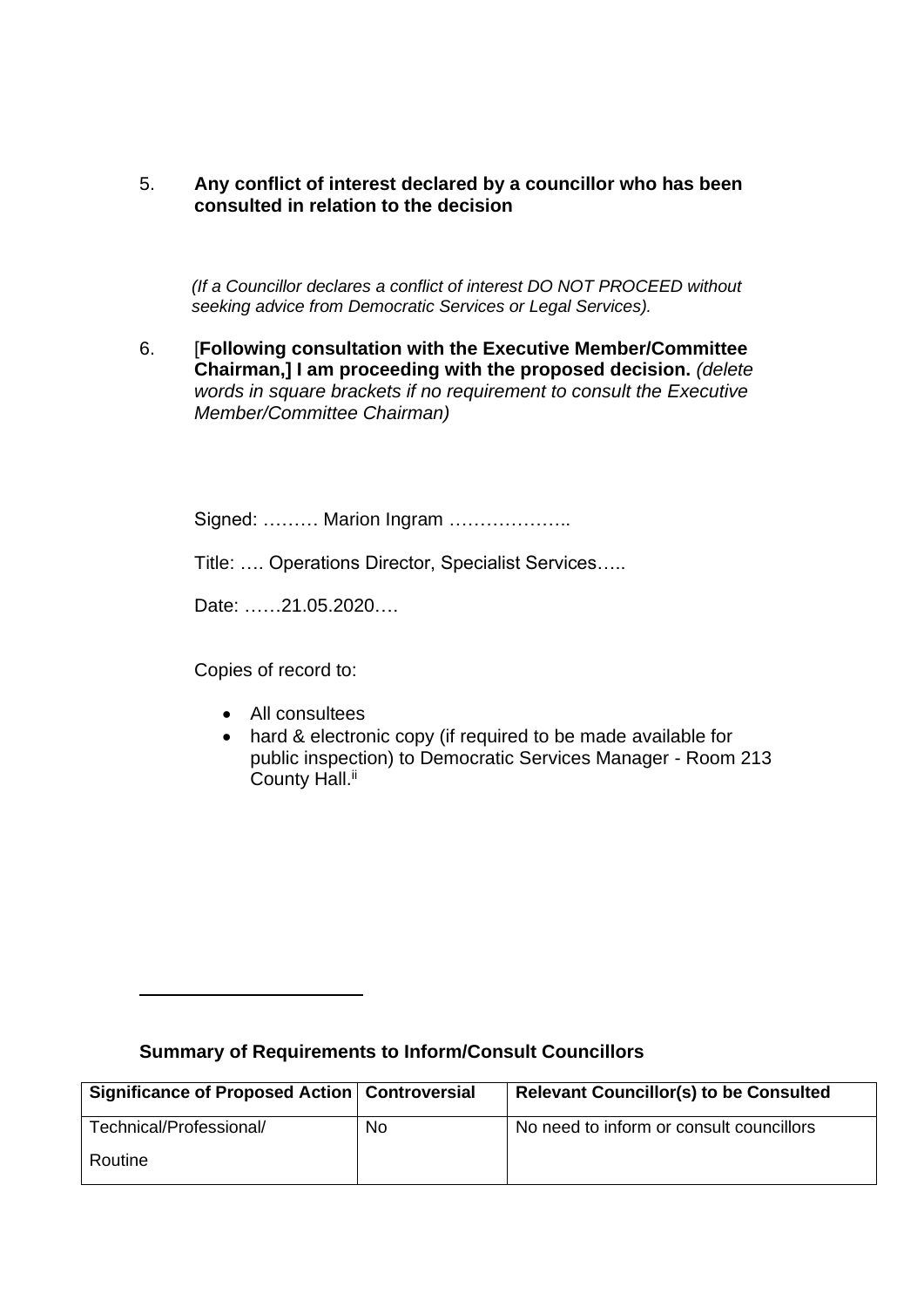5. **Any conflict of interest declared by a councillor who has been consulted in relation to the decision**

*(If a Councillor declares a conflict of interest DO NOT PROCEED without seeking advice from Democratic Services or Legal Services).*

6. [**Following consultation with the Executive Member/Committee Chairman,] I am proceeding with the proposed decision.** *(delete words in square brackets if no requirement to consult the Executive Member/Committee Chairman)*

Signed: ……… Marion Ingram ………………..

Title: …. Operations Director, Specialist Services…..

Date: ……21.05.2020….

Copies of record to:

- All consultees
- hard & electronic copy (if required to be made available for public inspection) to Democratic Services Manager - Room 213 County Hall.[ii]

---

**Summary of Requirements to Inform/Consult Councillors**

| Significance of Proposed Action | Controversial | Relevant Councillor(s) to be Consulted |
| --- | --- | --- |
| Technical/Professional/ Routine | No | No need to inform or consult councillors |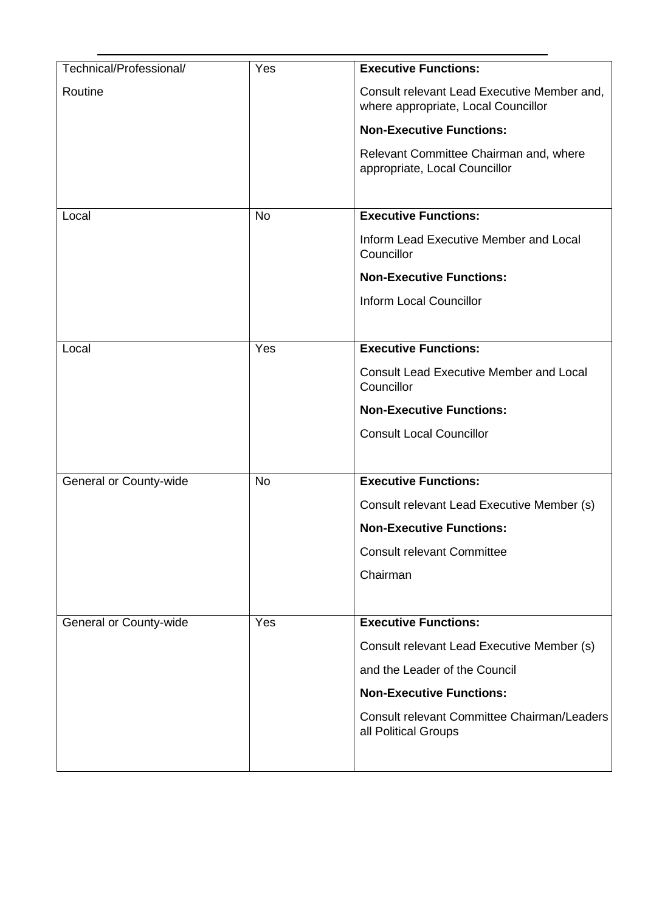| Technical/Professional/ Routine | Yes | **Executive Functions:** Consult relevant Lead Executive Member and, where appropriate, Local Councillor **Non-Executive Functions:** Relevant Committee Chairman and, where appropriate, Local Councillor |
|---|---|---|
| Local | No | **Executive Functions:** Inform Lead Executive Member and Local Councillor **Non-Executive Functions:** Inform Local Councillor |
| Local | Yes | **Executive Functions:** Consult Lead Executive Member and Local Councillor **Non-Executive Functions:** Consult Local Councillor |
| General or County-wide | No | **Executive Functions:** Consult relevant Lead Executive Member (s) **Non-Executive Functions:** Consult relevant Committee Chairman |
| General or County-wide | Yes | **Executive Functions:** Consult relevant Lead Executive Member (s) and the Leader of the Council **Non-Executive Functions:** Consult relevant Committee Chairman/Leaders all Political Groups |